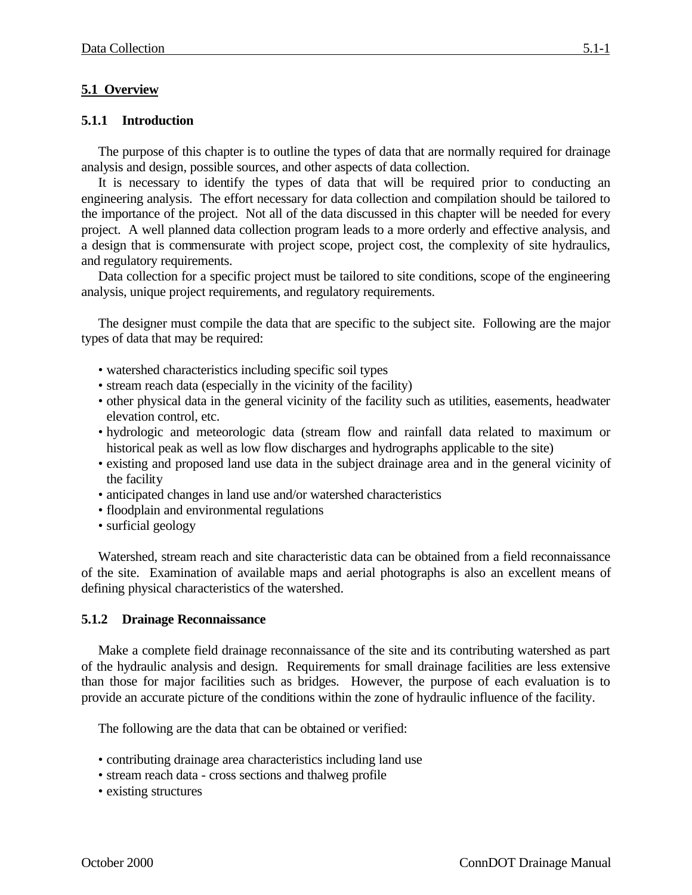## 5.1 Overview

### 5.1.1 Introduction

The purpose of this chapter is to outline the types of data that are normally required for drainage analysis and design, possible sources, and other aspects of data collection.

It is necessary to identify the types of data that will be required prior to conducting an engineering analysis. The effort necessary for data collection and compilation should be tailored to the importance of the project. Not all of the data discussed in this chapter will be needed for every project. A well planned data collection program leads to a more orderly and effective analysis, and a design that is commensurate with project scope, project cost, the complexity of site hydraulics, and regulatory requirements.

Data collection for a specific project must be tailored to site conditions, scope of the engineering analysis, unique project requirements, and regulatory requirements.

The designer must compile the data that are specific to the subject site. Following are the major types of data that may be required:

- watershed characteristics including specific soil types
- stream reach data (especially in the vicinity of the facility)
- other physical data in the general vicinity of the facility such as utilities, easements, headwater elevation control, etc.
- hydrologic and meteorologic data (stream flow and rainfall data related to maximum or historical peak as well as low flow discharges and hydrographs applicable to the site)
- existing and proposed land use data in the subject drainage area and in the general vicinity of the facility
- anticipated changes in land use and/or watershed characteristics
- floodplain and environmental regulations
- surficial geology

Watershed, stream reach and site characteristic data can be obtained from a field reconnaissance of the site. Examination of available maps and aerial photographs is also an excellent means of defining physical characteristics of the watershed.

### 5.1.2 Drainage Reconnaissance

Make a complete field drainage reconnaissance of the site and its contributing watershed as part of the hydraulic analysis and design. Requirements for small drainage facilities are less extensive than those for major facilities such as bridges. However, the purpose of each evaluation is to provide an accurate picture of the conditions within the zone of hydraulic influence of the facility.

The following are the data that can be obtained or verified:

- contributing drainage area characteristics including land use
- stream reach data - cross sections and thalweg profile
- existing structures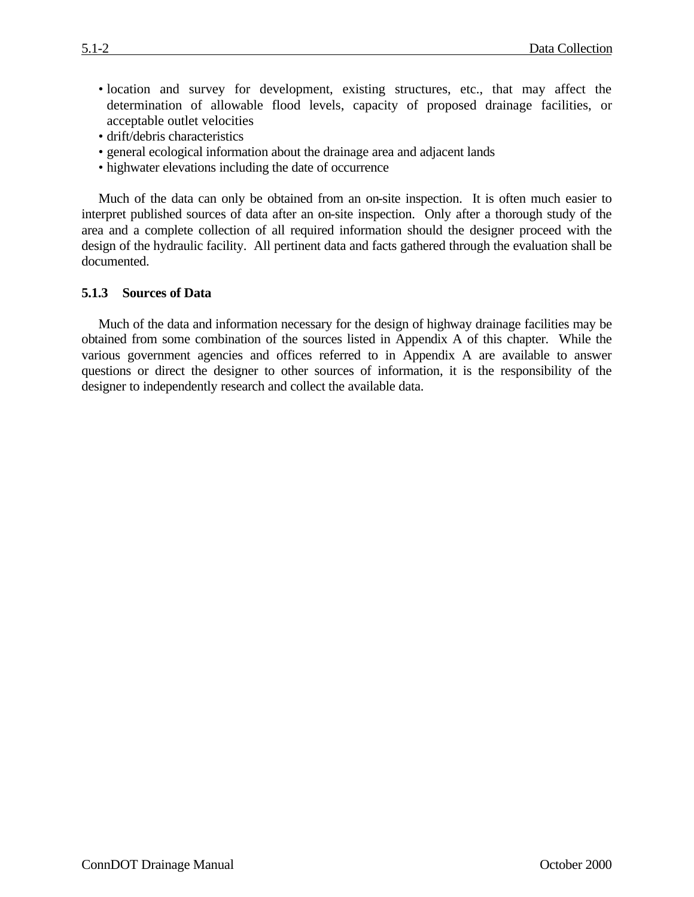- location and survey for development, existing structures, etc., that may affect the determination of allowable flood levels, capacity of proposed drainage facilities, or acceptable outlet velocities
- drift/debris characteristics
- general ecological information about the drainage area and adjacent lands
- highwater elevations including the date of occurrence

Much of the data can only be obtained from an on-site inspection. It is often much easier to interpret published sources of data after an on-site inspection. Only after a thorough study of the area and a complete collection of all required information should the designer proceed with the design of the hydraulic facility. All pertinent data and facts gathered through the evaluation shall be documented.

### 5.1.3 Sources of Data

Much of the data and information necessary for the design of highway drainage facilities may be obtained from some combination of the sources listed in Appendix A of this chapter. While the various government agencies and offices referred to in Appendix A are available to answer questions or direct the designer to other sources of information, it is the responsibility of the designer to independently research and collect the available data.